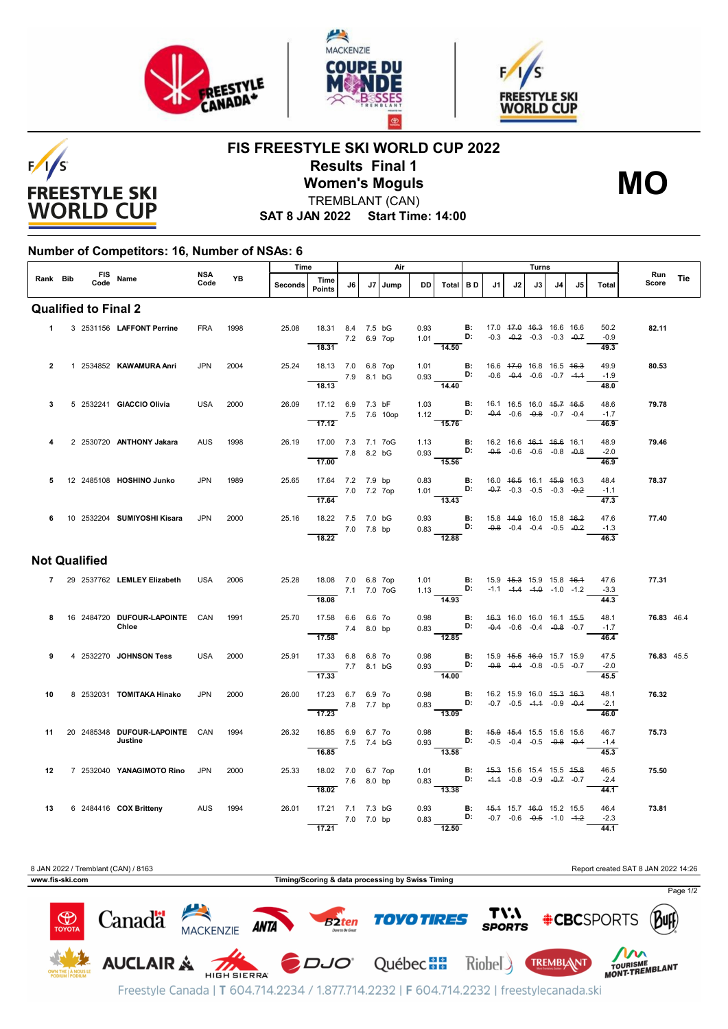# FIS FREESTYLE SKI WORLD CUP 2022

## Results Final 1

## Women's Moguls

**MO**

TREMBLANT (CAN)

**SAT 8 JAN 2022 Start Time: 14:00**

### Number of Competitors: 16, Number of NSAs: 6

| Rank | Bib | FIS Code | Name | NSA Code | YB | Time Seconds | Time Points | J6 | J7 | Jump | DD | Air Total | B D | J1 | J2 | J3 | J4 | J5 | Turns Total | Run Score | Tie |
|---|---|---|---|---|---|---|---|---|---|---|---|---|---|---|---|---|---|---|---|---|---|
| **Qualified to Final 2** | | | | | | | | | | | | | | | | | | | | | |
| 1 | 3 | 2531156 | **LAFFONT Perrine** | FRA | 1998 | 25.08 | 18.31 | 8.4 | 7.5 | bG | 0.93 | | B: | 17.0 | ~~17.0~~ | ~~16.3~~ | 16.6 | 16.6 | 50.2 | **82.11** | |
| | | | | | | | | 7.2 | 6.9 | 7op | 1.01 | | D: | -0.3 | ~~-0.2~~ | -0.3 | -0.3 | ~~-0.7~~ | -0.9 | | |
| | | | | | | | 18.31 | | | | | 14.50 | | | | | | | 49.3 | | |
| 2 | 1 | 2534852 | **KAWAMURA Anri** | JPN | 2004 | 25.24 | 18.13 | 7.0 | 6.8 | 7op | 1.01 | | B: | 16.6 | ~~17.0~~ | 16.8 | 16.5 | ~~16.3~~ | 49.9 | **80.53** | |
| | | | | | | | | 7.9 | 8.1 | bG | 0.93 | | D: | -0.6 | ~~-0.4~~ | -0.6 | -0.7 | ~~-1.1~~ | -1.9 | | |
| | | | | | | | 18.13 | | | | | 14.40 | | | | | | | 48.0 | | |
| 3 | 5 | 2532241 | **GIACCIO Olivia** | USA | 2000 | 26.09 | 17.12 | 6.9 | 7.3 | bF | 1.03 | | B: | 16.1 | 16.5 | 16.0 | ~~15.7~~ | ~~16.5~~ | 48.6 | **79.78** | |
| | | | | | | | | 7.5 | 7.6 | 10op | 1.12 | | D: | ~~-0.4~~ | -0.6 | ~~-0.8~~ | -0.7 | -0.4 | -1.7 | | |
| | | | | | | | 17.12 | | | | | 15.76 | | | | | | | 46.9 | | |
| 4 | 2 | 2530720 | **ANTHONY Jakara** | AUS | 1998 | 26.19 | 17.00 | 7.3 | 7.1 | 7oG | 1.13 | | B: | 16.2 | 16.6 | ~~16.1~~ | ~~16.6~~ | 16.1 | 48.9 | **79.46** | |
| | | | | | | | | 7.8 | 8.2 | bG | 0.93 | | D: | ~~-0.5~~ | -0.6 | -0.6 | -0.8 | ~~-0.8~~ | -2.0 | | |
| | | | | | | | 17.00 | | | | | 15.56 | | | | | | | 46.9 | | |
| 5 | 12 | 2485108 | **HOSHINO Junko** | JPN | 1989 | 25.65 | 17.64 | 7.2 | 7.9 | bp | 0.83 | | B: | 16.0 | ~~16.5~~ | 16.1 | ~~15.9~~ | 16.3 | 48.4 | **78.37** | |
| | | | | | | | | 7.0 | 7.2 | 7op | 1.01 | | D: | ~~-0.7~~ | -0.3 | -0.5 | -0.3 | ~~-0.2~~ | -1.1 | | |
| | | | | | | | 17.64 | | | | | 13.43 | | | | | | | 47.3 | | |
| 6 | 10 | 2532204 | **SUMIYOSHI Kisara** | JPN | 2000 | 25.16 | 18.22 | 7.5 | 7.0 | bG | 0.93 | | B: | 15.8 | ~~14.9~~ | 16.0 | 15.8 | ~~16.2~~ | 47.6 | **77.40** | |
| | | | | | | | | 7.0 | 7.8 | bp | 0.83 | | D: | ~~-0.8~~ | -0.4 | -0.4 | -0.5 | ~~-0.2~~ | -1.3 | | |
| | | | | | | | 18.22 | | | | | 12.88 | | | | | | | 46.3 | | |
| **Not Qualified** | | | | | | | | | | | | | | | | | | | | | |
| 7 | 29 | 2537762 | **LEMLEY Elizabeth** | USA | 2006 | 25.28 | 18.08 | 7.0 | 6.8 | 7op | 1.01 | | B: | 15.9 | ~~15.3~~ | 15.9 | 15.8 | ~~16.1~~ | 47.6 | **77.31** | |
| | | | | | | | | 7.1 | 7.0 | 7oG | 1.13 | | D: | -1.1 | ~~-1.4~~ | ~~-1.0~~ | -1.0 | -1.2 | -3.3 | | |
| | | | | | | | 18.08 | | | | | 14.93 | | | | | | | 44.3 | | |
| 8 | 16 | 2484720 | **DUFOUR-LAPOINTE Chloe** | CAN | 1991 | 25.70 | 17.58 | 6.6 | 6.6 | 7o | 0.98 | | B: | ~~16.3~~ | 16.0 | 16.0 | 16.1 | ~~15.5~~ | 48.1 | **76.83** | 46.4 |
| | | | | | | | | 7.4 | 8.0 | bp | 0.83 | | D: | ~~-0.4~~ | -0.6 | -0.4 | ~~-0.8~~ | -0.7 | -1.7 | | |
| | | | | | | | 17.58 | | | | | 12.85 | | | | | | | 46.4 | | |
| 9 | 4 | 2532270 | **JOHNSON Tess** | USA | 2000 | 25.91 | 17.33 | 6.8 | 6.8 | 7o | 0.98 | | B: | 15.9 | ~~15.5~~ | ~~16.0~~ | 15.7 | 15.9 | 47.5 | **76.83** | 45.5 |
| | | | | | | | | 7.7 | 8.1 | bG | 0.93 | | D: | ~~-0.8~~ | ~~-0.4~~ | -0.8 | -0.5 | -0.7 | -2.0 | | |
| | | | | | | | 17.33 | | | | | 14.00 | | | | | | | 45.5 | | |
| 10 | 8 | 2532031 | **TOMITAKA Hinako** | JPN | 2000 | 26.00 | 17.23 | 6.7 | 6.9 | 7o | 0.98 | | B: | 16.2 | 15.9 | 16.0 | ~~15.3~~ | ~~16.3~~ | 48.1 | **76.32** | |
| | | | | | | | | 7.8 | 7.7 | bp | 0.83 | | D: | -0.7 | -0.5 | ~~-1.1~~ | -0.9 | ~~-0.4~~ | -2.1 | | |
| | | | | | | | 17.23 | | | | | 13.09 | | | | | | | 46.0 | | |
| 11 | 20 | 2485348 | **DUFOUR-LAPOINTE Justine** | CAN | 1994 | 26.32 | 16.85 | 6.9 | 6.7 | 7o | 0.98 | | B: | ~~15.9~~ | ~~15.4~~ | 15.5 | 15.6 | 15.6 | 46.7 | **75.73** | |
| | | | | | | | | 7.5 | 7.4 | bG | 0.93 | | D: | -0.5 | -0.4 | -0.5 | ~~-0.8~~ | ~~-0.4~~ | -1.4 | | |
| | | | | | | | 16.85 | | | | | 13.58 | | | | | | | 45.3 | | |
| 12 | 7 | 2532040 | **YANAGIMOTO Rino** | JPN | 2000 | 25.33 | 18.02 | 7.0 | 6.7 | 7op | 1.01 | | B: | ~~15.3~~ | 15.6 | 15.4 | 15.5 | ~~15.8~~ | 46.5 | **75.50** | |
| | | | | | | | | 7.6 | 8.0 | bp | 0.83 | | D: | ~~-1.1~~ | -0.8 | -0.9 | ~~-0.7~~ | -0.7 | -2.4 | | |
| | | | | | | | 18.02 | | | | | 13.38 | | | | | | | 44.1 | | |
| 13 | 6 | 2484416 | **COX Britteny** | AUS | 1994 | 26.01 | 17.21 | 7.1 | 7.3 | bG | 0.93 | | B: | ~~15.1~~ | 15.7 | ~~16.0~~ | 15.2 | 15.5 | 46.4 | **73.81** | |
| | | | | | | | | 7.0 | 7.0 | bp | 0.83 | | D: | -0.7 | -0.6 | ~~-0.5~~ | -1.0 | ~~-1.2~~ | -2.3 | | |
| | | | | | | | 17.21 | | | | | 12.50 | | | | | | | 44.1 | | |

8 JAN 2022 / Tremblant (CAN) / 8163

Report created SAT 8 JAN 2022 14:26

www.fis-ski.com

Timing/Scoring & data processing by Swiss Timing

Freestyle Canada | T 604.714.2234 / 1.877.714.2232 | F 604.714.2232 | freestylecanada.ski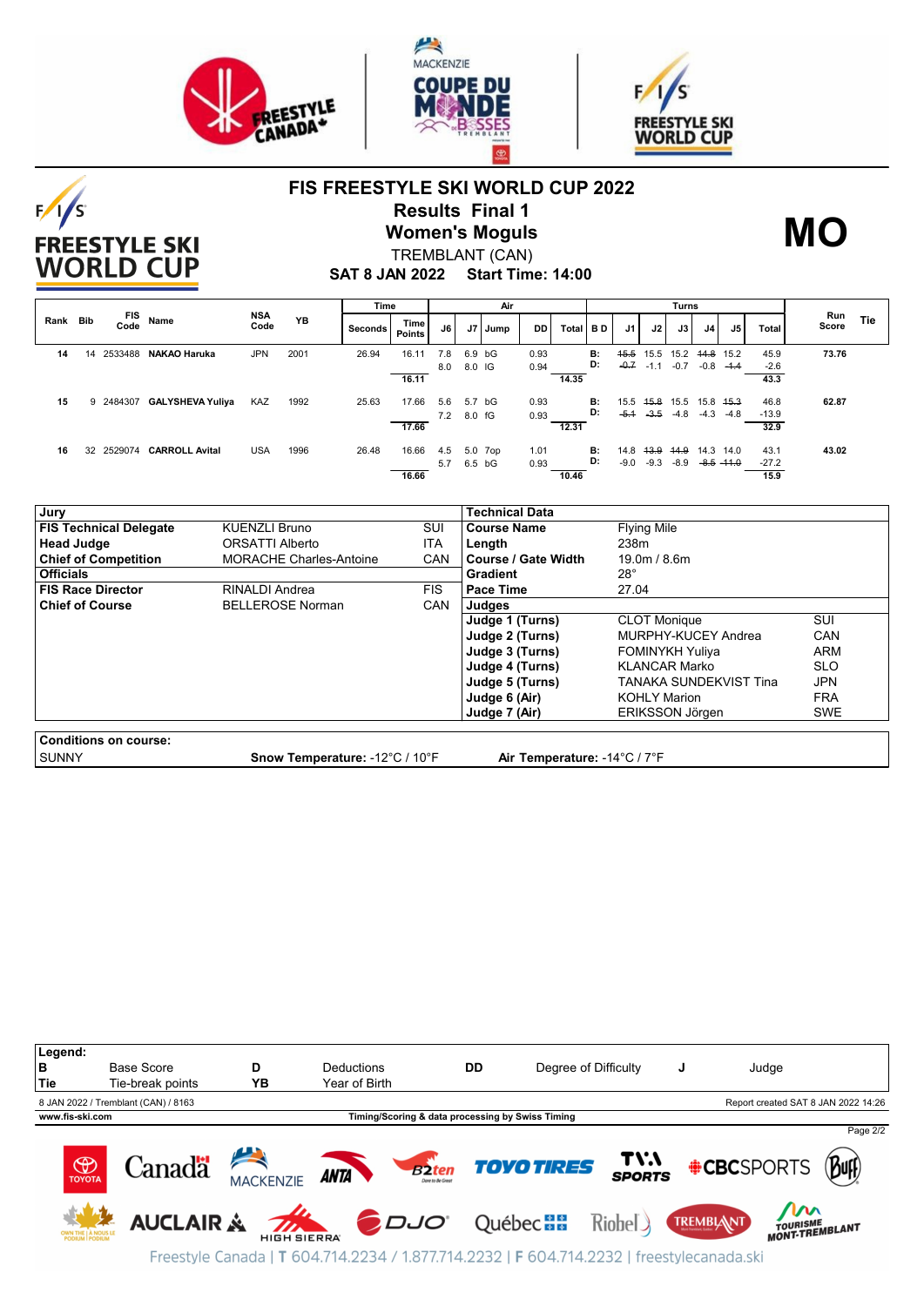# FIS FREESTYLE SKI WORLD CUP 2022

## Results Final 1

## Women's Moguls

TREMBLANT (CAN)

**SAT 8 JAN 2022 Start Time: 14:00**

**MO**

| Rank | Bib | FIS Code | Name | NSA Code | YB | Time Seconds | Time Points | J6 | J7 | Jump | DD | Air Total | B D | J1 | J2 | J3 | J4 | J5 | Turns Total | Run Score | Tie |
|---|---|---|---|---|---|---|---|---|---|---|---|---|---|---|---|---|---|---|---|---|---|
| 14 | 14 | 2533488 | NAKAO Haruka | JPN | 2001 | 26.94 | 16.11 | 7.8 | 6.9 | bG | 0.93 | | B: | ~~15.5~~ | 15.5 | 15.2 | ~~14.8~~ | 15.2 | 45.9 | 73.76 | |
| | | | | | | | | 8.0 | 8.0 | IG | 0.94 | | D: | ~~-0.7~~ | -1.1 | -0.7 | -0.8 | ~~-1.4~~ | -2.6 | | |
| | | | | | | | 16.11 | | | | | 14.35 | | | | | | | 43.3 | | |
| 15 | 9 | 2484307 | GALYSHEVA Yuliya | KAZ | 1992 | 25.63 | 17.66 | 5.6 | 5.7 | bG | 0.93 | | B: | 15.5 | ~~15.8~~ | 15.5 | 15.8 | ~~15.3~~ | 46.8 | 62.87 | |
| | | | | | | | | 7.2 | 8.0 | fG | 0.93 | | D: | ~~-5.1~~ | ~~-3.5~~ | -4.8 | -4.3 | -4.8 | -13.9 | | |
| | | | | | | | 17.66 | | | | | 12.31 | | | | | | | 32.9 | | |
| 16 | 32 | 2529074 | CARROLL Avital | USA | 1996 | 26.48 | 16.66 | 4.5 | 5.0 | 7op | 1.01 | | B: | 14.8 | ~~13.9~~ | ~~14.9~~ | 14.3 | 14.0 | 43.1 | 43.02 | |
| | | | | | | | | 5.7 | 6.5 | bG | 0.93 | | D: | -9.0 | -9.3 | -8.9 | ~~-8.5~~ | ~~-11.0~~ | -27.2 | | |
| | | | | | | | 16.66 | | | | | 10.46 | | | | | | | 15.9 | | |

| Jury | | |
|---|---|---|
| **FIS Technical Delegate** | KUENZLI Bruno | SUI |
| **Head Judge** | ORSATTI Alberto | ITA |
| **Chief of Competition** | MORACHE Charles-Antoine | CAN |
| **Officials** | | |
| **FIS Race Director** | RINALDI Andrea | FIS |
| **Chief of Course** | BELLEROSE Norman | CAN |

| Technical Data | | |
|---|---|---|
| **Course Name** | Flying Mile | |
| **Length** | 238m | |
| **Course / Gate Width** | 19.0m / 8.6m | |
| **Gradient** | 28° | |
| **Pace Time** | 27.04 | |
| **Judges** | | |
| **Judge 1 (Turns)** | CLOT Monique | SUI |
| **Judge 2 (Turns)** | MURPHY-KUCEY Andrea | CAN |
| **Judge 3 (Turns)** | FOMINYKH Yuliya | ARM |
| **Judge 4 (Turns)** | KLANCAR Marko | SLO |
| **Judge 5 (Turns)** | TANAKA SUNDEKVIST Tina | JPN |
| **Judge 6 (Air)** | KOHLY Marion | FRA |
| **Judge 7 (Air)** | ERIKSSON Jörgen | SWE |

**Conditions on course:**
SUNNY **Snow Temperature:** -12°C / 10°F **Air Temperature:** -14°C / 7°F

| Legend: | | | | | | | |
|---|---|---|---|---|---|---|---|
| **B** | Base Score | **D** | Deductions | **DD** | Degree of Difficulty | **J** | Judge |
| **Tie** | Tie-break points | **YB** | Year of Birth | | | | |

8 JAN 2022 / Tremblant (CAN) / 8163 — Report created SAT 8 JAN 2022 14:26

www.fis-ski.com — Timing/Scoring & data processing by Swiss Timing

Freestyle Canada | T 604.714.2234 / 1.877.714.2232 | F 604.714.2232 | freestylecanada.ski